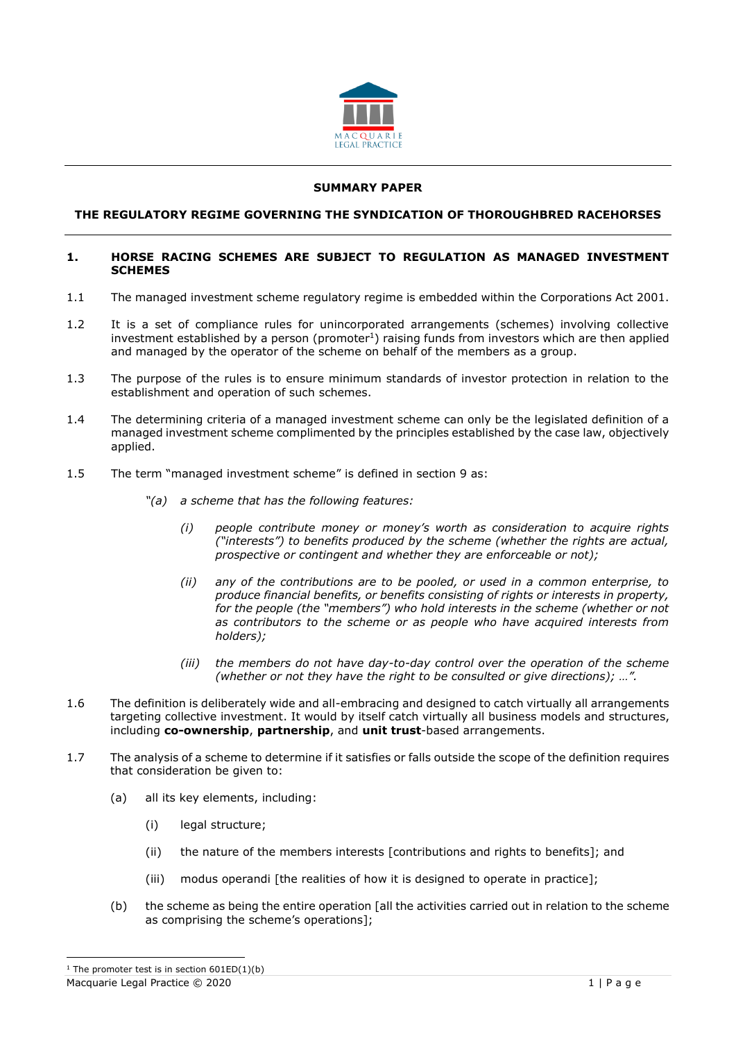**SUMMARY PAPER**

# THE REGULATORY REGIME GOVERNING THE SYNDICATION OF THOROUGHBRED RACEHORSES

## 1. HORSE RACING SCHEMES ARE SUBJECT TO REGULATION AS MANAGED INVESTMENT SCHEMES

1.1 The managed investment scheme regulatory regime is embedded within the Corporations Act 2001.

1.2 It is a set of compliance rules for unincorporated arrangements (schemes) involving collective investment established by a person (promoter[1]) raising funds from investors which are then applied and managed by the operator of the scheme on behalf of the members as a group.

1.3 The purpose of the rules is to ensure minimum standards of investor protection in relation to the establishment and operation of such schemes.

1.4 The determining criteria of a managed investment scheme can only be the legislated definition of a managed investment scheme complimented by the principles established by the case law, objectively applied.

1.5 The term "managed investment scheme" is defined in section 9 as:

> *"(a) a scheme that has the following features:*
>
> *(i) people contribute money or money's worth as consideration to acquire rights ("interests") to benefits produced by the scheme (whether the rights are actual, prospective or contingent and whether they are enforceable or not);*
>
> *(ii) any of the contributions are to be pooled, or used in a common enterprise, to produce financial benefits, or benefits consisting of rights or interests in property, for the people (the "members") who hold interests in the scheme (whether or not as contributors to the scheme or as people who have acquired interests from holders);*
>
> *(iii) the members do not have day-to-day control over the operation of the scheme (whether or not they have the right to be consulted or give directions); …".*

1.6 The definition is deliberately wide and all-embracing and designed to catch virtually all arrangements targeting collective investment. It would by itself catch virtually all business models and structures, including **co-ownership**, **partnership**, and **unit trust**-based arrangements.

1.7 The analysis of a scheme to determine if it satisfies or falls outside the scope of the definition requires that consideration be given to:

(a) all its key elements, including:

(i) legal structure;

(ii) the nature of the members interests [contributions and rights to benefits]; and

(iii) modus operandi [the realities of how it is designed to operate in practice];

(b) the scheme as being the entire operation [all the activities carried out in relation to the scheme as comprising the scheme's operations];

---

[1] The promoter test is in section 601ED(1)(b)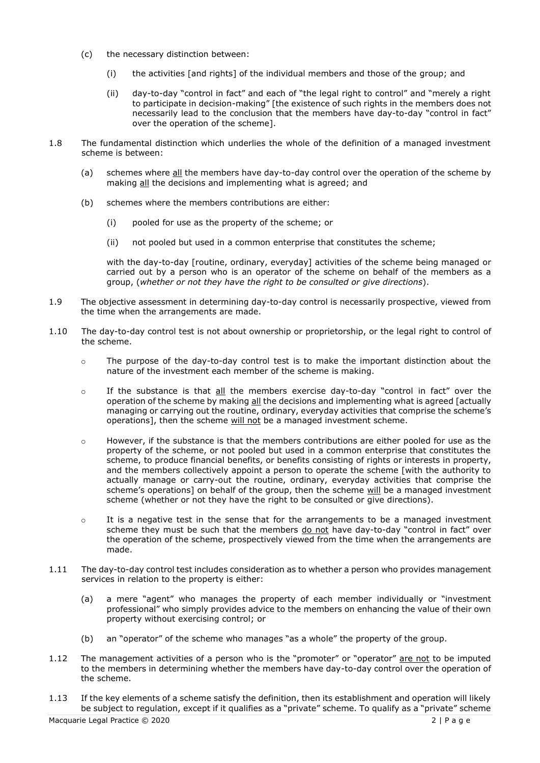(c) the necessary distinction between:

   (i) the activities [and rights] of the individual members and those of the group; and

   (ii) day-to-day "control in fact" and each of "the legal right to control" and "merely a right to participate in decision-making" [the existence of such rights in the members does not necessarily lead to the conclusion that the members have day-to-day "control in fact" over the operation of the scheme].

1.8 The fundamental distinction which underlies the whole of the definition of a managed investment scheme is between:

(a) schemes where all the members have day-to-day control over the operation of the scheme by making all the decisions and implementing what is agreed; and

(b) schemes where the members contributions are either:

   (i) pooled for use as the property of the scheme; or

   (ii) not pooled but used in a common enterprise that constitutes the scheme;

with the day-to-day [routine, ordinary, everyday] activities of the scheme being managed or carried out by a person who is an operator of the scheme on behalf of the members as a group, (*whether or not they have the right to be consulted or give directions*).

1.9 The objective assessment in determining day-to-day control is necessarily prospective, viewed from the time when the arrangements are made.

1.10 The day-to-day control test is not about ownership or proprietorship, or the legal right to control of the scheme.

- The purpose of the day-to-day control test is to make the important distinction about the nature of the investment each member of the scheme is making.
- If the substance is that all the members exercise day-to-day "control in fact" over the operation of the scheme by making all the decisions and implementing what is agreed [actually managing or carrying out the routine, ordinary, everyday activities that comprise the scheme's operations], then the scheme will not be a managed investment scheme.
- However, if the substance is that the members contributions are either pooled for use as the property of the scheme, or not pooled but used in a common enterprise that constitutes the scheme, to produce financial benefits, or benefits consisting of rights or interests in property, and the members collectively appoint a person to operate the scheme [with the authority to actually manage or carry-out the routine, ordinary, everyday activities that comprise the scheme's operations] on behalf of the group, then the scheme will be a managed investment scheme (whether or not they have the right to be consulted or give directions).
- It is a negative test in the sense that for the arrangements to be a managed investment scheme they must be such that the members do not have day-to-day "control in fact" over the operation of the scheme, prospectively viewed from the time when the arrangements are made.

1.11 The day-to-day control test includes consideration as to whether a person who provides management services in relation to the property is either:

(a) a mere "agent" who manages the property of each member individually or "investment professional" who simply provides advice to the members on enhancing the value of their own property without exercising control; or

(b) an "operator" of the scheme who manages "as a whole" the property of the group.

1.12 The management activities of a person who is the "promoter" or "operator" are not to be imputed to the members in determining whether the members have day-to-day control over the operation of the scheme.

1.13 If the key elements of a scheme satisfy the definition, then its establishment and operation will likely be subject to regulation, except if it qualifies as a "private" scheme. To qualify as a "private" scheme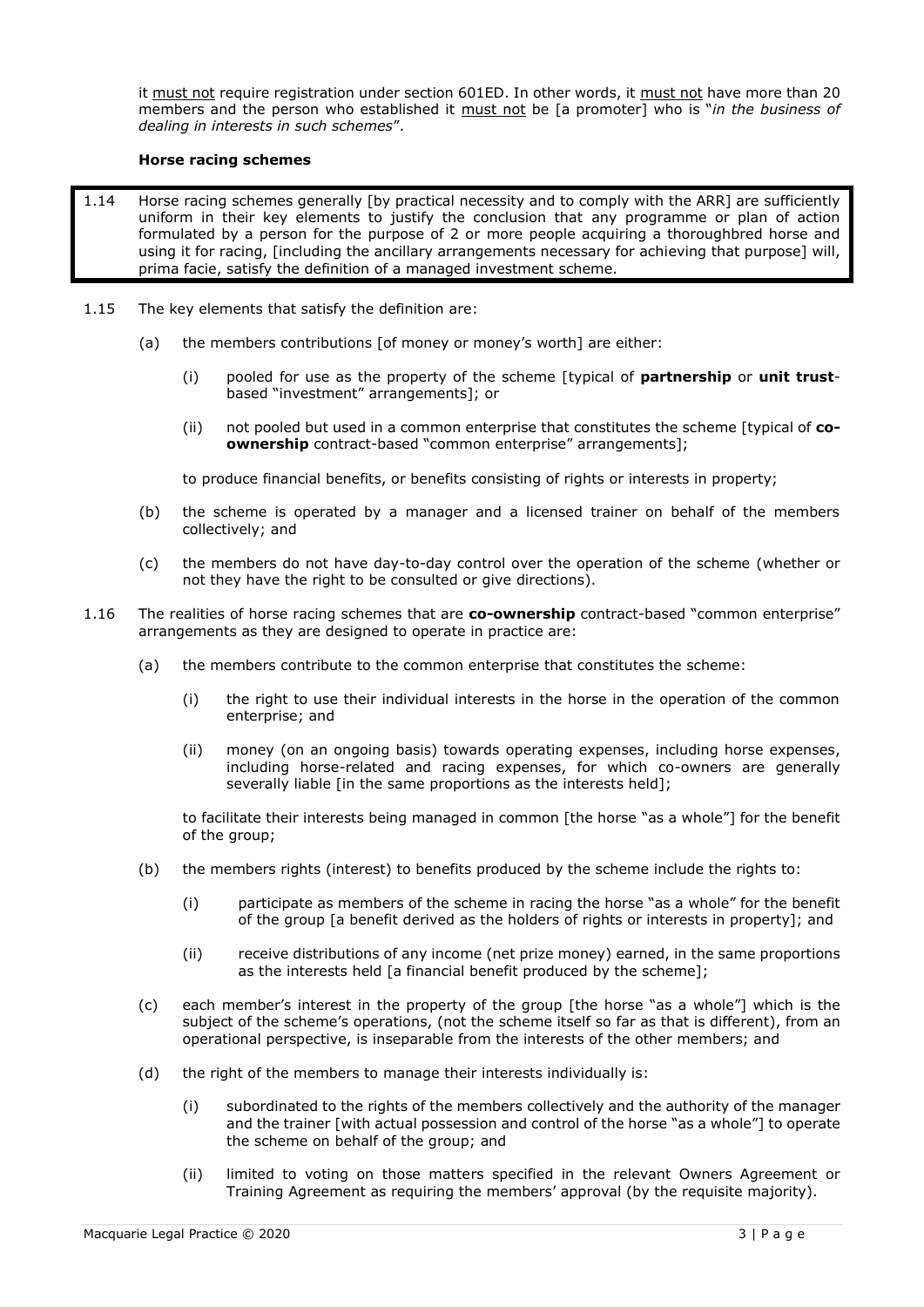it <u>must not</u> require registration under section 601ED. In other words, it <u>must not</u> have more than 20 members and the person who established it <u>must not</u> be [a promoter] who is "*in the business of dealing in interests in such schemes*".

**Horse racing schemes**

1.14 Horse racing schemes generally [by practical necessity and to comply with the ARR] are sufficiently uniform in their key elements to justify the conclusion that any programme or plan of action formulated by a person for the purpose of 2 or more people acquiring a thoroughbred horse and using it for racing, [including the ancillary arrangements necessary for achieving that purpose] will, prima facie, satisfy the definition of a managed investment scheme.

1.15 The key elements that satisfy the definition are:

(a) the members contributions [of money or money's worth] are either:

(i) pooled for use as the property of the scheme [typical of **partnership** or **unit trust**-based "investment" arrangements]; or

(ii) not pooled but used in a common enterprise that constitutes the scheme [typical of **co-ownership** contract-based "common enterprise" arrangements];

to produce financial benefits, or benefits consisting of rights or interests in property;

(b) the scheme is operated by a manager and a licensed trainer on behalf of the members collectively; and

(c) the members do not have day-to-day control over the operation of the scheme (whether or not they have the right to be consulted or give directions).

1.16 The realities of horse racing schemes that are **co-ownership** contract-based "common enterprise" arrangements as they are designed to operate in practice are:

(a) the members contribute to the common enterprise that constitutes the scheme:

(i) the right to use their individual interests in the horse in the operation of the common enterprise; and

(ii) money (on an ongoing basis) towards operating expenses, including horse expenses, including horse-related and racing expenses, for which co-owners are generally severally liable [in the same proportions as the interests held];

to facilitate their interests being managed in common [the horse "as a whole"] for the benefit of the group;

(b) the members rights (interest) to benefits produced by the scheme include the rights to:

(i) participate as members of the scheme in racing the horse "as a whole" for the benefit of the group [a benefit derived as the holders of rights or interests in property]; and

(ii) receive distributions of any income (net prize money) earned, in the same proportions as the interests held [a financial benefit produced by the scheme];

(c) each member's interest in the property of the group [the horse "as a whole"] which is the subject of the scheme's operations, (not the scheme itself so far as that is different), from an operational perspective, is inseparable from the interests of the other members; and

(d) the right of the members to manage their interests individually is:

(i) subordinated to the rights of the members collectively and the authority of the manager and the trainer [with actual possession and control of the horse "as a whole"] to operate the scheme on behalf of the group; and

(ii) limited to voting on those matters specified in the relevant Owners Agreement or Training Agreement as requiring the members' approval (by the requisite majority).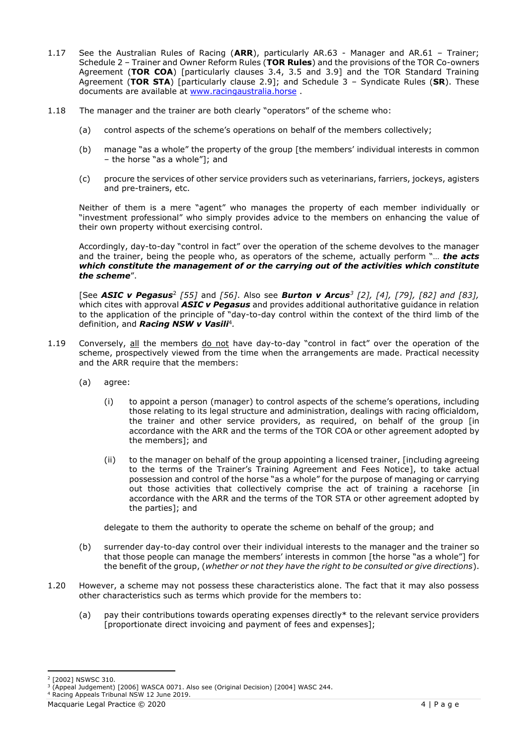1.17 See the Australian Rules of Racing (**ARR**), particularly AR.63 - Manager and AR.61 – Trainer; Schedule 2 – Trainer and Owner Reform Rules (**TOR Rules**) and the provisions of the TOR Co-owners Agreement (**TOR COA**) [particularly clauses 3.4, 3.5 and 3.9] and the TOR Standard Training Agreement (**TOR STA**) [particularly clause 2.9]; and Schedule 3 – Syndicate Rules (**SR**). These documents are available at www.racingaustralia.horse .

1.18 The manager and the trainer are both clearly "operators" of the scheme who:

(a) control aspects of the scheme's operations on behalf of the members collectively;

(b) manage "as a whole" the property of the group [the members' individual interests in common – the horse "as a whole"]; and

(c) procure the services of other service providers such as veterinarians, farriers, jockeys, agisters and pre-trainers, etc.

Neither of them is a mere "agent" who manages the property of each member individually or "investment professional" who simply provides advice to the members on enhancing the value of their own property without exercising control.

Accordingly, day-to-day "control in fact" over the operation of the scheme devolves to the manager and the trainer, being the people who, as operators of the scheme, actually perform "… ***the acts which constitute the management of or the carrying out of the activities which constitute the scheme***".

[See ***ASIC v Pegasus***[2] *[55]* and *[56]*. Also see ***Burton v Arcus***[3] *[2], [4], [79], [82] and [83],* which cites with approval ***ASIC v Pegasus*** and provides additional authoritative guidance in relation to the application of the principle of "day-to-day control within the context of the third limb of the definition, and ***Racing NSW v Vasili***[4].

1.19 Conversely, all the members do not have day-to-day "control in fact" over the operation of the scheme, prospectively viewed from the time when the arrangements are made. Practical necessity and the ARR require that the members:

(a) agree:

(i) to appoint a person (manager) to control aspects of the scheme's operations, including those relating to its legal structure and administration, dealings with racing officialdom, the trainer and other service providers, as required, on behalf of the group [in accordance with the ARR and the terms of the TOR COA or other agreement adopted by the members]; and

(ii) to the manager on behalf of the group appointing a licensed trainer, [including agreeing to the terms of the Trainer's Training Agreement and Fees Notice], to take actual possession and control of the horse "as a whole" for the purpose of managing or carrying out those activities that collectively comprise the act of training a racehorse [in accordance with the ARR and the terms of the TOR STA or other agreement adopted by the parties]; and

delegate to them the authority to operate the scheme on behalf of the group; and

(b) surrender day-to-day control over their individual interests to the manager and the trainer so that those people can manage the members' interests in common [the horse "as a whole"] for the benefit of the group, (*whether or not they have the right to be consulted or give directions*).

1.20 However, a scheme may not possess these characteristics alone. The fact that it may also possess other characteristics such as terms which provide for the members to:

(a) pay their contributions towards operating expenses directly* to the relevant service providers [proportionate direct invoicing and payment of fees and expenses];

---

[2] [2002] NSWSC 310.

[3] (Appeal Judgement) [2006] WASCA 0071. Also see (Original Decision) [2004] WASC 244.

[4] Racing Appeals Tribunal NSW 12 June 2019.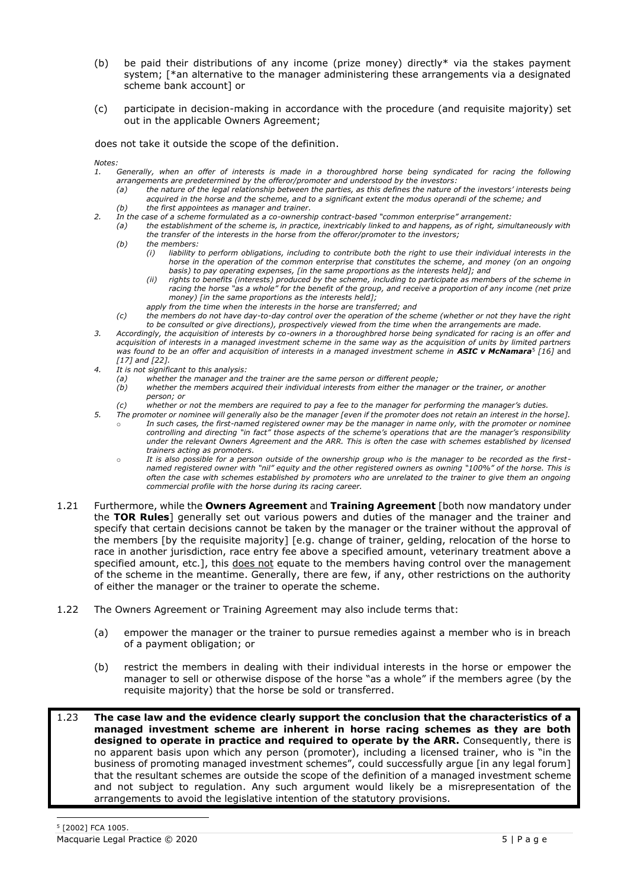(b) be paid their distributions of any income (prize money) directly* via the stakes payment system; [*an alternative to the manager administering these arrangements via a designated scheme bank account] or

(c) participate in decision-making in accordance with the procedure (and requisite majority) set out in the applicable Owners Agreement;

does not take it outside the scope of the definition.

*Notes:*

1. *Generally, when an offer of interests is made in a thoroughbred horse being syndicated for racing the following arrangements are predetermined by the offeror/promoter and understood by the investors:*
   - *(a) the nature of the legal relationship between the parties, as this defines the nature of the investors' interests being acquired in the horse and the scheme, and to a significant extent the modus operandi of the scheme; and*
   - *(b) the first appointees as manager and trainer.*
2. *In the case of a scheme formulated as a co-ownership contract-based "common enterprise" arrangement:*
   - *(a) the establishment of the scheme is, in practice, inextricably linked to and happens, as of right, simultaneously with the transfer of the interests in the horse from the offeror/promoter to the investors;*
   - *(b) the members:*
     - *(i) liability to perform obligations, including to contribute both the right to use their individual interests in the horse in the operation of the common enterprise that constitutes the scheme, and money (on an ongoing basis) to pay operating expenses, [in the same proportions as the interests held]; and*
     - *(ii) rights to benefits (interests) produced by the scheme, including to participate as members of the scheme in racing the horse "as a whole" for the benefit of the group, and receive a proportion of any income (net prize money) [in the same proportions as the interests held];*

     *apply from the time when the interests in the horse are transferred; and*
   - *(c) the members do not have day-to-day control over the operation of the scheme (whether or not they have the right to be consulted or give directions), prospectively viewed from the time when the arrangements are made.*
3. *Accordingly, the acquisition of interests by co-owners in a thoroughbred horse being syndicated for racing is an offer and acquisition of interests in a managed investment scheme in the same way as the acquisition of units by limited partners was found to be an offer and acquisition of interests in a managed investment scheme in **ASIC v McNamara**[5] [16] and [17] and [22].*
4. *It is not significant to this analysis:*
   - *(a) whether the manager and the trainer are the same person or different people;*
   - *(b) whether the members acquired their individual interests from either the manager or the trainer, or another person; or*
   - *(c) whether or not the members are required to pay a fee to the manager for performing the manager's duties.*
5. *The promoter or nominee will generally also be the manager [even if the promoter does not retain an interest in the horse].*
   - *In such cases, the first-named registered owner may be the manager in name only, with the promoter or nominee controlling and directing "in fact" those aspects of the scheme's operations that are the manager's responsibility under the relevant Owners Agreement and the ARR. This is often the case with schemes established by licensed trainers acting as promoters.*
   - *It is also possible for a person outside of the ownership group who is the manager to be recorded as the first-named registered owner with "nil" equity and the other registered owners as owning "100%" of the horse. This is often the case with schemes established by promoters who are unrelated to the trainer to give them an ongoing commercial profile with the horse during its racing career.*

1.21 Furthermore, while the **Owners Agreement** and **Training Agreement** [both now mandatory under the **TOR Rules**] generally set out various powers and duties of the manager and the trainer and specify that certain decisions cannot be taken by the manager or the trainer without the approval of the members [by the requisite majority] [e.g. change of trainer, gelding, relocation of the horse to race in another jurisdiction, race entry fee above a specified amount, veterinary treatment above a specified amount, etc.], this <u>does not</u> equate to the members having control over the management of the scheme in the meantime. Generally, there are few, if any, other restrictions on the authority of either the manager or the trainer to operate the scheme.

1.22 The Owners Agreement or Training Agreement may also include terms that:

(a) empower the manager or the trainer to pursue remedies against a member who is in breach of a payment obligation; or

(b) restrict the members in dealing with their individual interests in the horse or empower the manager to sell or otherwise dispose of the horse "as a whole" if the members agree (by the requisite majority) that the horse be sold or transferred.

1.23 **The case law and the evidence clearly support the conclusion that the characteristics of a managed investment scheme are inherent in horse racing schemes as they are both designed to operate in practice and required to operate by the ARR.** Consequently, there is no apparent basis upon which any person (promoter), including a licensed trainer, who is "in the business of promoting managed investment schemes", could successfully argue [in any legal forum] that the resultant schemes are outside the scope of the definition of a managed investment scheme and not subject to regulation. Any such argument would likely be a misrepresentation of the arrangements to avoid the legislative intention of the statutory provisions.

[5] [2002] FCA 1005.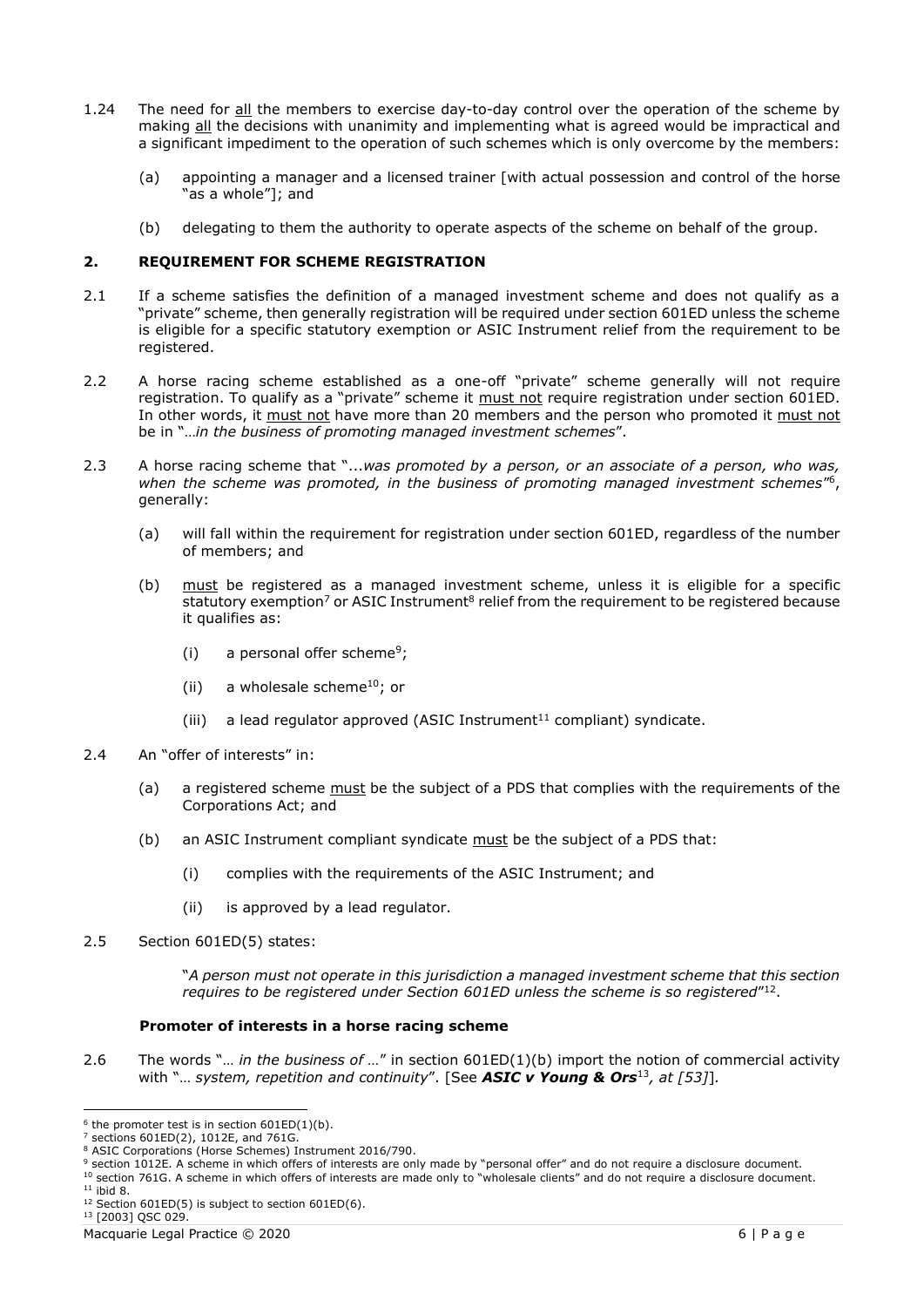1.24 The need for all the members to exercise day-to-day control over the operation of the scheme by making all the decisions with unanimity and implementing what is agreed would be impractical and a significant impediment to the operation of such schemes which is only overcome by the members:

(a) appointing a manager and a licensed trainer [with actual possession and control of the horse "as a whole"]; and

(b) delegating to them the authority to operate aspects of the scheme on behalf of the group.

## 2. REQUIREMENT FOR SCHEME REGISTRATION

2.1 If a scheme satisfies the definition of a managed investment scheme and does not qualify as a "private" scheme, then generally registration will be required under section 601ED unless the scheme is eligible for a specific statutory exemption or ASIC Instrument relief from the requirement to be registered.

2.2 A horse racing scheme established as a one-off "private" scheme generally will not require registration. To qualify as a "private" scheme it must not require registration under section 601ED. In other words, it must not have more than 20 members and the person who promoted it must not be in "…*in the business of promoting managed investment schemes*".

2.3 A horse racing scheme that "...*was promoted by a person, or an associate of a person, who was, when the scheme was promoted, in the business of promoting managed investment schemes*"[6], generally:

(a) will fall within the requirement for registration under section 601ED, regardless of the number of members; and

(b) must be registered as a managed investment scheme, unless it is eligible for a specific statutory exemption[7] or ASIC Instrument[8] relief from the requirement to be registered because it qualifies as:

(i) a personal offer scheme[9];

(ii) a wholesale scheme[10]; or

(iii) a lead regulator approved (ASIC Instrument[11] compliant) syndicate.

2.4 An "offer of interests" in:

(a) a registered scheme must be the subject of a PDS that complies with the requirements of the Corporations Act; and

(b) an ASIC Instrument compliant syndicate must be the subject of a PDS that:

(i) complies with the requirements of the ASIC Instrument; and

(ii) is approved by a lead regulator.

2.5 Section 601ED(5) states:

> "*A person must not operate in this jurisdiction a managed investment scheme that this section requires to be registered under Section 601ED unless the scheme is so registered*"[12].

### Promoter of interests in a horse racing scheme

2.6 The words "… *in the business of* …" in section 601ED(1)(b) import the notion of commercial activity with "… *system, repetition and continuity*". [See ***ASIC v Young & Ors***[13]*, at [53]*].

---

[6] the promoter test is in section 601ED(1)(b).
[7] sections 601ED(2), 1012E, and 761G.
[8] ASIC Corporations (Horse Schemes) Instrument 2016/790.
[9] section 1012E. A scheme in which offers of interests are only made by "personal offer" and do not require a disclosure document.
[10] section 761G. A scheme in which offers of interests are made only to "wholesale clients" and do not require a disclosure document.
[11] ibid 8.
[12] Section 601ED(5) is subject to section 601ED(6).
[13] [2003] QSC 029.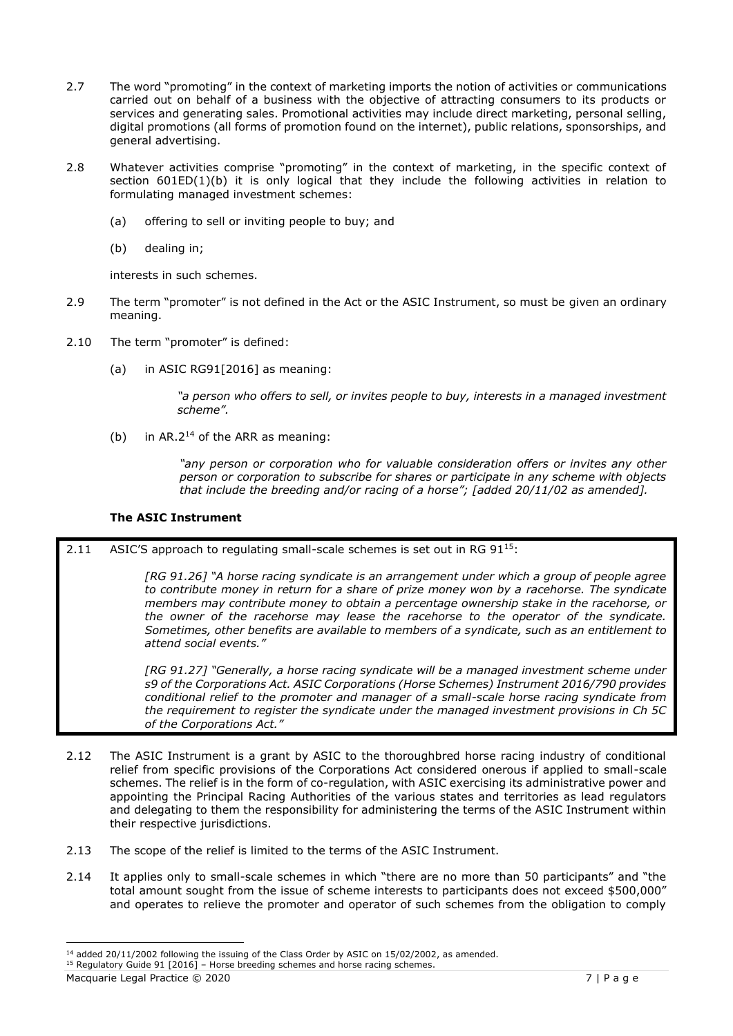2.7 The word "promoting" in the context of marketing imports the notion of activities or communications carried out on behalf of a business with the objective of attracting consumers to its products or services and generating sales. Promotional activities may include direct marketing, personal selling, digital promotions (all forms of promotion found on the internet), public relations, sponsorships, and general advertising.

2.8 Whatever activities comprise "promoting" in the context of marketing, in the specific context of section 601ED(1)(b) it is only logical that they include the following activities in relation to formulating managed investment schemes:

(a) offering to sell or inviting people to buy; and

(b) dealing in;

interests in such schemes.

2.9 The term "promoter" is not defined in the Act or the ASIC Instrument, so must be given an ordinary meaning.

2.10 The term "promoter" is defined:

(a) in ASIC RG91[2016] as meaning:

> *"a person who offers to sell, or invites people to buy, interests in a managed investment scheme".*

(b) in AR.2[14] of the ARR as meaning:

> *"any person or corporation who for valuable consideration offers or invites any other person or corporation to subscribe for shares or participate in any scheme with objects that include the breeding and/or racing of a horse"; [added 20/11/02 as amended].*

**The ASIC Instrument**

2.11 ASIC'S approach to regulating small-scale schemes is set out in RG 91[15]:

> *[RG 91.26] "A horse racing syndicate is an arrangement under which a group of people agree to contribute money in return for a share of prize money won by a racehorse. The syndicate members may contribute money to obtain a percentage ownership stake in the racehorse, or the owner of the racehorse may lease the racehorse to the operator of the syndicate. Sometimes, other benefits are available to members of a syndicate, such as an entitlement to attend social events."*
>
> *[RG 91.27] "Generally, a horse racing syndicate will be a managed investment scheme under s9 of the Corporations Act. ASIC Corporations (Horse Schemes) Instrument 2016/790 provides conditional relief to the promoter and manager of a small-scale horse racing syndicate from the requirement to register the syndicate under the managed investment provisions in Ch 5C of the Corporations Act."*

2.12 The ASIC Instrument is a grant by ASIC to the thoroughbred horse racing industry of conditional relief from specific provisions of the Corporations Act considered onerous if applied to small-scale schemes. The relief is in the form of co-regulation, with ASIC exercising its administrative power and appointing the Principal Racing Authorities of the various states and territories as lead regulators and delegating to them the responsibility for administering the terms of the ASIC Instrument within their respective jurisdictions.

2.13 The scope of the relief is limited to the terms of the ASIC Instrument.

2.14 It applies only to small-scale schemes in which "there are no more than 50 participants" and "the total amount sought from the issue of scheme interests to participants does not exceed $500,000" and operates to relieve the promoter and operator of such schemes from the obligation to comply

---

[14] added 20/11/2002 following the issuing of the Class Order by ASIC on 15/02/2002, as amended.

[15] Regulatory Guide 91 [2016] – Horse breeding schemes and horse racing schemes.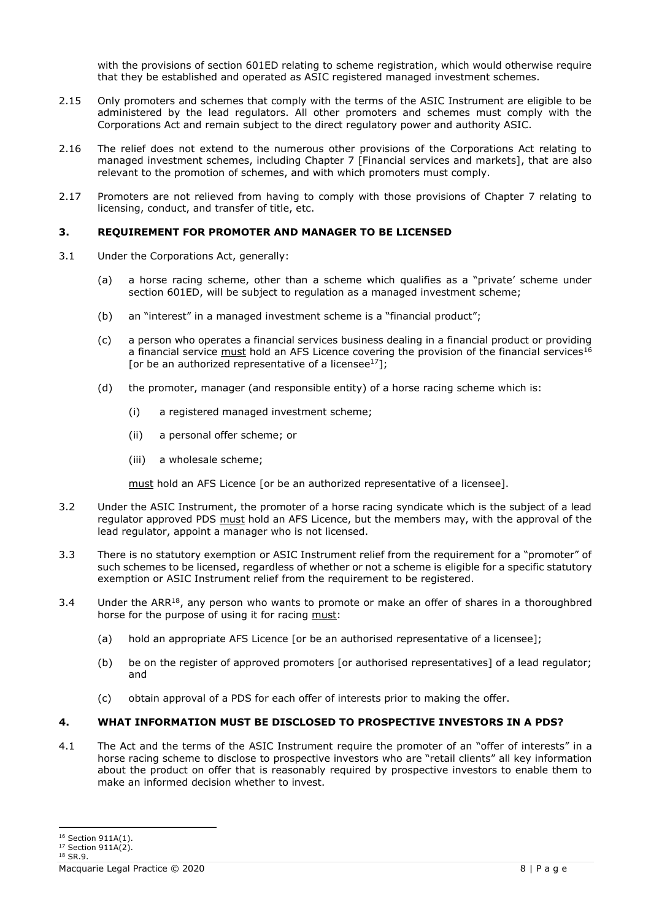with the provisions of section 601ED relating to scheme registration, which would otherwise require that they be established and operated as ASIC registered managed investment schemes.

2.15 Only promoters and schemes that comply with the terms of the ASIC Instrument are eligible to be administered by the lead regulators. All other promoters and schemes must comply with the Corporations Act and remain subject to the direct regulatory power and authority ASIC.

2.16 The relief does not extend to the numerous other provisions of the Corporations Act relating to managed investment schemes, including Chapter 7 [Financial services and markets], that are also relevant to the promotion of schemes, and with which promoters must comply.

2.17 Promoters are not relieved from having to comply with those provisions of Chapter 7 relating to licensing, conduct, and transfer of title, etc.

## 3. REQUIREMENT FOR PROMOTER AND MANAGER TO BE LICENSED

3.1 Under the Corporations Act, generally:

(a) a horse racing scheme, other than a scheme which qualifies as a "private' scheme under section 601ED, will be subject to regulation as a managed investment scheme;

(b) an "interest" in a managed investment scheme is a "financial product";

(c) a person who operates a financial services business dealing in a financial product or providing a financial service must hold an AFS Licence covering the provision of the financial services[16] [or be an authorized representative of a licensee[17]];

(d) the promoter, manager (and responsible entity) of a horse racing scheme which is:

(i) a registered managed investment scheme;

(ii) a personal offer scheme; or

(iii) a wholesale scheme;

must hold an AFS Licence [or be an authorized representative of a licensee].

3.2 Under the ASIC Instrument, the promoter of a horse racing syndicate which is the subject of a lead regulator approved PDS must hold an AFS Licence, but the members may, with the approval of the lead regulator, appoint a manager who is not licensed.

3.3 There is no statutory exemption or ASIC Instrument relief from the requirement for a "promoter" of such schemes to be licensed, regardless of whether or not a scheme is eligible for a specific statutory exemption or ASIC Instrument relief from the requirement to be registered.

3.4 Under the ARR[18], any person who wants to promote or make an offer of shares in a thoroughbred horse for the purpose of using it for racing must:

(a) hold an appropriate AFS Licence [or be an authorised representative of a licensee];

(b) be on the register of approved promoters [or authorised representatives] of a lead regulator; and

(c) obtain approval of a PDS for each offer of interests prior to making the offer.

## 4. WHAT INFORMATION MUST BE DISCLOSED TO PROSPECTIVE INVESTORS IN A PDS?

4.1 The Act and the terms of the ASIC Instrument require the promoter of an "offer of interests" in a horse racing scheme to disclose to prospective investors who are "retail clients" all key information about the product on offer that is reasonably required by prospective investors to enable them to make an informed decision whether to invest.

[16] Section 911A(1).
[17] Section 911A(2).
[18] SR.9.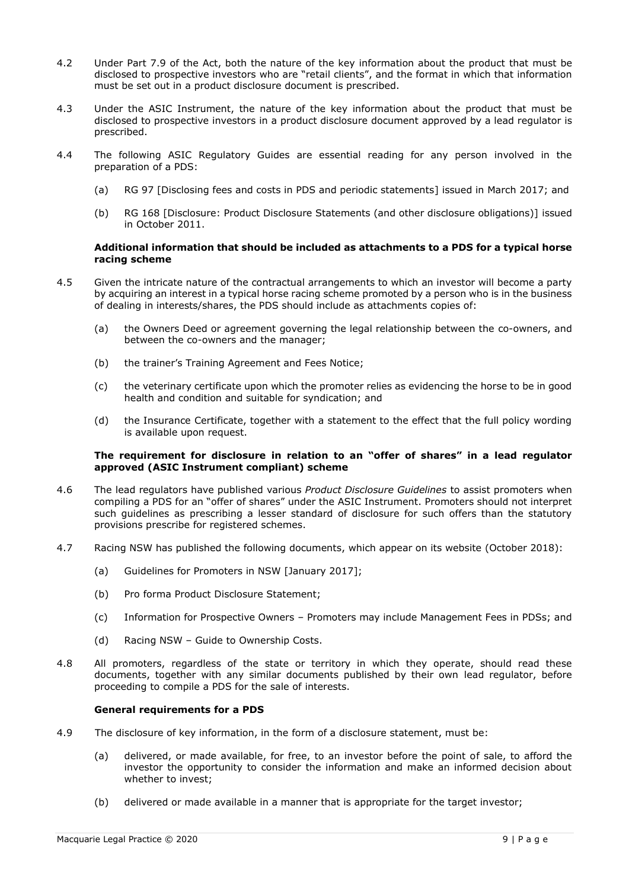4.2 Under Part 7.9 of the Act, both the nature of the key information about the product that must be disclosed to prospective investors who are "retail clients", and the format in which that information must be set out in a product disclosure document is prescribed.

4.3 Under the ASIC Instrument, the nature of the key information about the product that must be disclosed to prospective investors in a product disclosure document approved by a lead regulator is prescribed.

4.4 The following ASIC Regulatory Guides are essential reading for any person involved in the preparation of a PDS:

(a) RG 97 [Disclosing fees and costs in PDS and periodic statements] issued in March 2017; and

(b) RG 168 [Disclosure: Product Disclosure Statements (and other disclosure obligations)] issued in October 2011.

**Additional information that should be included as attachments to a PDS for a typical horse racing scheme**

4.5 Given the intricate nature of the contractual arrangements to which an investor will become a party by acquiring an interest in a typical horse racing scheme promoted by a person who is in the business of dealing in interests/shares, the PDS should include as attachments copies of:

(a) the Owners Deed or agreement governing the legal relationship between the co-owners, and between the co-owners and the manager;

(b) the trainer's Training Agreement and Fees Notice;

(c) the veterinary certificate upon which the promoter relies as evidencing the horse to be in good health and condition and suitable for syndication; and

(d) the Insurance Certificate, together with a statement to the effect that the full policy wording is available upon request.

**The requirement for disclosure in relation to an "offer of shares" in a lead regulator approved (ASIC Instrument compliant) scheme**

4.6 The lead regulators have published various *Product Disclosure Guidelines* to assist promoters when compiling a PDS for an "offer of shares" under the ASIC Instrument. Promoters should not interpret such guidelines as prescribing a lesser standard of disclosure for such offers than the statutory provisions prescribe for registered schemes.

4.7 Racing NSW has published the following documents, which appear on its website (October 2018):

(a) Guidelines for Promoters in NSW [January 2017];

(b) Pro forma Product Disclosure Statement;

(c) Information for Prospective Owners – Promoters may include Management Fees in PDSs; and

(d) Racing NSW – Guide to Ownership Costs.

4.8 All promoters, regardless of the state or territory in which they operate, should read these documents, together with any similar documents published by their own lead regulator, before proceeding to compile a PDS for the sale of interests.

**General requirements for a PDS**

4.9 The disclosure of key information, in the form of a disclosure statement, must be:

(a) delivered, or made available, for free, to an investor before the point of sale, to afford the investor the opportunity to consider the information and make an informed decision about whether to invest;

(b) delivered or made available in a manner that is appropriate for the target investor;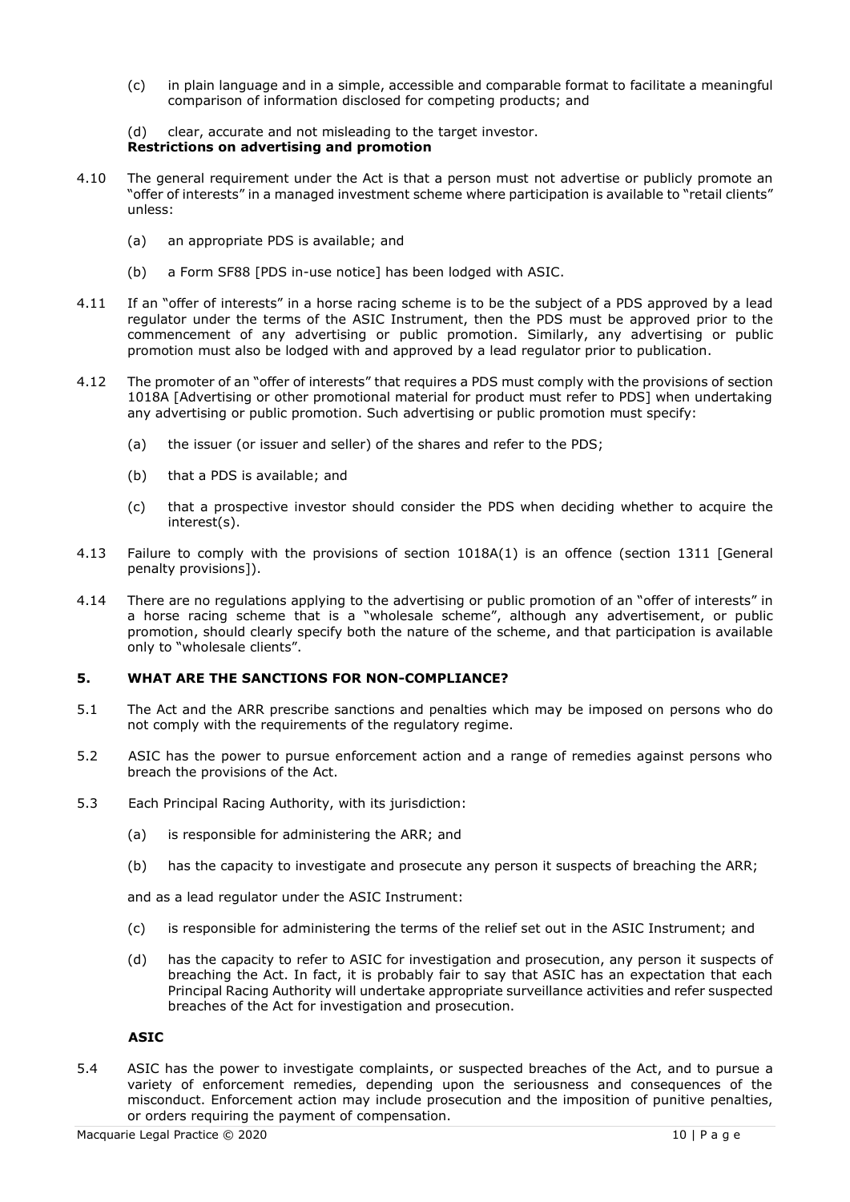(c) in plain language and in a simple, accessible and comparable format to facilitate a meaningful comparison of information disclosed for competing products; and

(d) clear, accurate and not misleading to the target investor.

**Restrictions on advertising and promotion**

4.10 The general requirement under the Act is that a person must not advertise or publicly promote an "offer of interests" in a managed investment scheme where participation is available to "retail clients" unless:

(a) an appropriate PDS is available; and

(b) a Form SF88 [PDS in-use notice] has been lodged with ASIC.

4.11 If an "offer of interests" in a horse racing scheme is to be the subject of a PDS approved by a lead regulator under the terms of the ASIC Instrument, then the PDS must be approved prior to the commencement of any advertising or public promotion. Similarly, any advertising or public promotion must also be lodged with and approved by a lead regulator prior to publication.

4.12 The promoter of an "offer of interests" that requires a PDS must comply with the provisions of section 1018A [Advertising or other promotional material for product must refer to PDS] when undertaking any advertising or public promotion. Such advertising or public promotion must specify:

(a) the issuer (or issuer and seller) of the shares and refer to the PDS;

(b) that a PDS is available; and

(c) that a prospective investor should consider the PDS when deciding whether to acquire the interest(s).

4.13 Failure to comply with the provisions of section 1018A(1) is an offence (section 1311 [General penalty provisions]).

4.14 There are no regulations applying to the advertising or public promotion of an "offer of interests" in a horse racing scheme that is a "wholesale scheme", although any advertisement, or public promotion, should clearly specify both the nature of the scheme, and that participation is available only to "wholesale clients".

## 5. WHAT ARE THE SANCTIONS FOR NON-COMPLIANCE?

5.1 The Act and the ARR prescribe sanctions and penalties which may be imposed on persons who do not comply with the requirements of the regulatory regime.

5.2 ASIC has the power to pursue enforcement action and a range of remedies against persons who breach the provisions of the Act.

5.3 Each Principal Racing Authority, with its jurisdiction:

(a) is responsible for administering the ARR; and

(b) has the capacity to investigate and prosecute any person it suspects of breaching the ARR;

and as a lead regulator under the ASIC Instrument:

(c) is responsible for administering the terms of the relief set out in the ASIC Instrument; and

(d) has the capacity to refer to ASIC for investigation and prosecution, any person it suspects of breaching the Act. In fact, it is probably fair to say that ASIC has an expectation that each Principal Racing Authority will undertake appropriate surveillance activities and refer suspected breaches of the Act for investigation and prosecution.

**ASIC**

5.4 ASIC has the power to investigate complaints, or suspected breaches of the Act, and to pursue a variety of enforcement remedies, depending upon the seriousness and consequences of the misconduct. Enforcement action may include prosecution and the imposition of punitive penalties, or orders requiring the payment of compensation.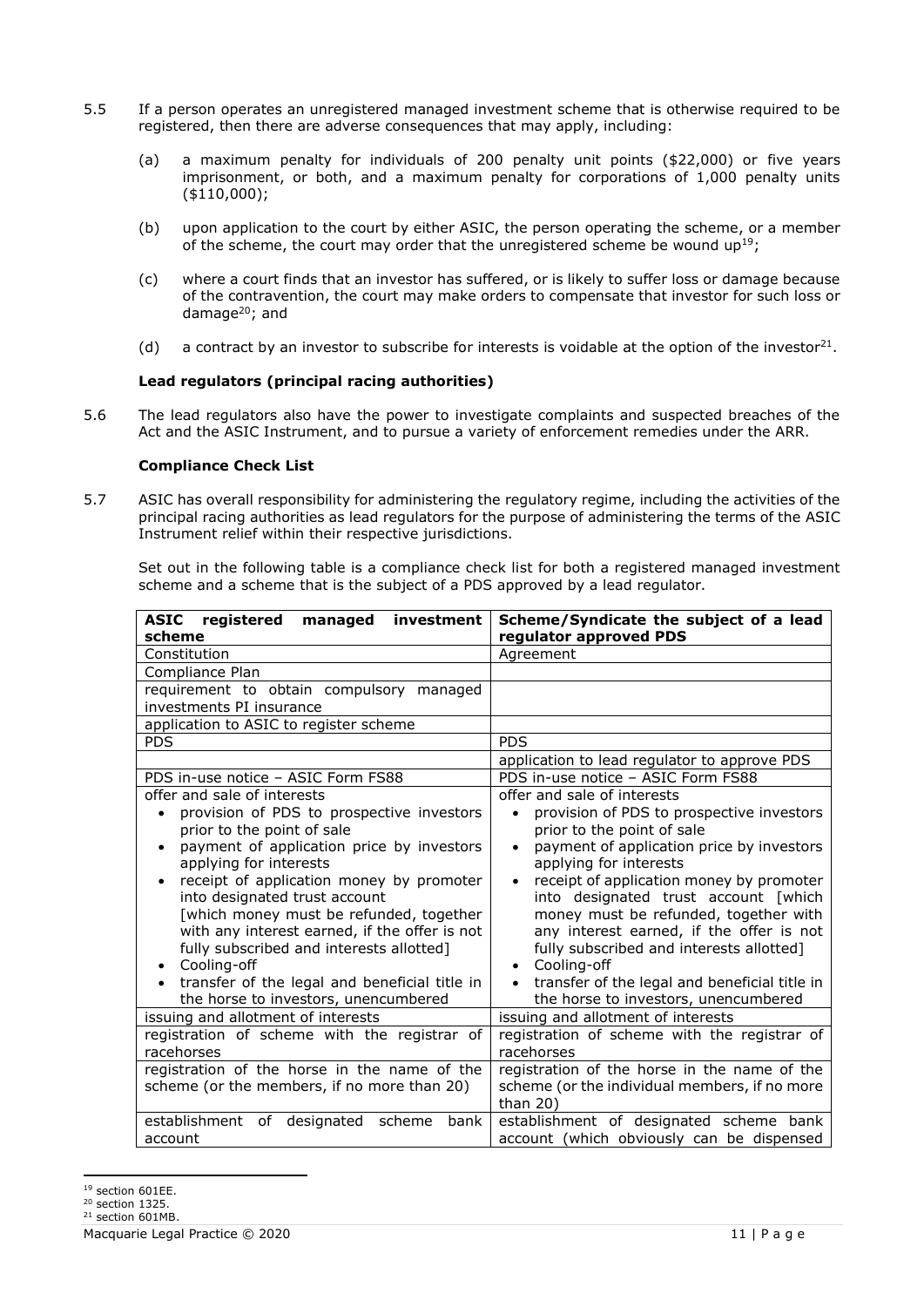5.5 If a person operates an unregistered managed investment scheme that is otherwise required to be registered, then there are adverse consequences that may apply, including:

(a) a maximum penalty for individuals of 200 penalty unit points ($22,000) or five years imprisonment, or both, and a maximum penalty for corporations of 1,000 penalty units ($110,000);

(b) upon application to the court by either ASIC, the person operating the scheme, or a member of the scheme, the court may order that the unregistered scheme be wound up[19];

(c) where a court finds that an investor has suffered, or is likely to suffer loss or damage because of the contravention, the court may make orders to compensate that investor for such loss or damage[20]; and

(d) a contract by an investor to subscribe for interests is voidable at the option of the investor[21].

**Lead regulators (principal racing authorities)**

5.6 The lead regulators also have the power to investigate complaints and suspected breaches of the Act and the ASIC Instrument, and to pursue a variety of enforcement remedies under the ARR.

**Compliance Check List**

5.7 ASIC has overall responsibility for administering the regulatory regime, including the activities of the principal racing authorities as lead regulators for the purpose of administering the terms of the ASIC Instrument relief within their respective jurisdictions.

Set out in the following table is a compliance check list for both a registered managed investment scheme and a scheme that is the subject of a PDS approved by a lead regulator.

| **ASIC registered managed investment scheme** | **Scheme/Syndicate the subject of a lead regulator approved PDS** |
|---|---|
| Constitution | Agreement |
| Compliance Plan | |
| requirement to obtain compulsory managed investments PI insurance | |
| application to ASIC to register scheme | |
| PDS | PDS |
| | application to lead regulator to approve PDS |
| PDS in-use notice – ASIC Form FS88 | PDS in-use notice – ASIC Form FS88 |
| offer and sale of interests<br>• provision of PDS to prospective investors prior to the point of sale<br>• payment of application price by investors applying for interests<br>• receipt of application money by promoter into designated trust account [which money must be refunded, together with any interest earned, if the offer is not fully subscribed and interests allotted]<br>• Cooling-off<br>• transfer of the legal and beneficial title in the horse to investors, unencumbered | offer and sale of interests<br>• provision of PDS to prospective investors prior to the point of sale<br>• payment of application price by investors applying for interests<br>• receipt of application money by promoter into designated trust account [which money must be refunded, together with any interest earned, if the offer is not fully subscribed and interests allotted]<br>• Cooling-off<br>• transfer of the legal and beneficial title in the horse to investors, unencumbered |
| issuing and allotment of interests | issuing and allotment of interests |
| registration of scheme with the registrar of racehorses | registration of scheme with the registrar of racehorses |
| registration of the horse in the name of the scheme (or the members, if no more than 20) | registration of the horse in the name of the scheme (or the individual members, if no more than 20) |
| establishment of designated scheme bank account | establishment of designated scheme bank account (which obviously can be dispensed |

[19] section 601EE.
[20] section 1325.
[21] section 601MB.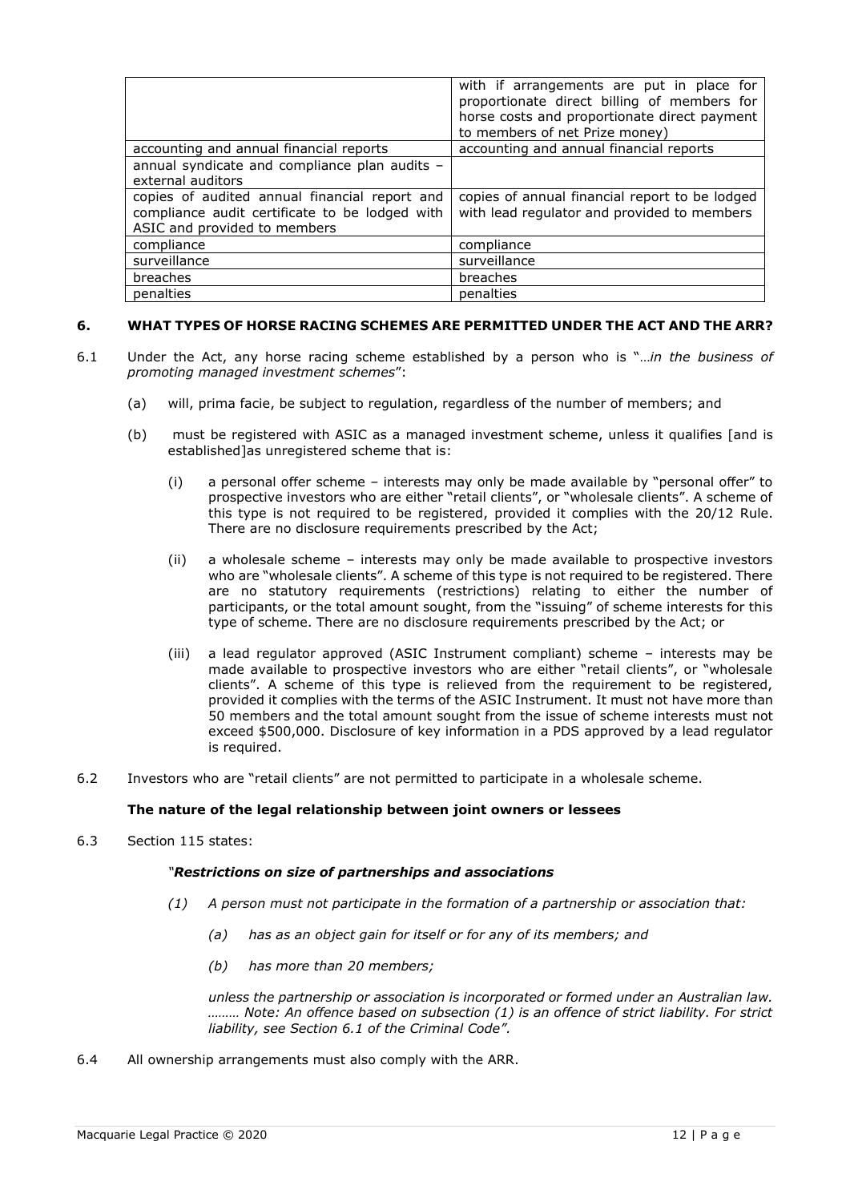| | |
|---|---|
| | with if arrangements are put in place for proportionate direct billing of members for horse costs and proportionate direct payment to members of net Prize money) |
| accounting and annual financial reports | accounting and annual financial reports |
| annual syndicate and compliance plan audits – external auditors | |
| copies of audited annual financial report and compliance audit certificate to be lodged with ASIC and provided to members | copies of annual financial report to be lodged with lead regulator and provided to members |
| compliance | compliance |
| surveillance | surveillance |
| breaches | breaches |
| penalties | penalties |

## 6. WHAT TYPES OF HORSE RACING SCHEMES ARE PERMITTED UNDER THE ACT AND THE ARR?

6.1 Under the Act, any horse racing scheme established by a person who is "…*in the business of promoting managed investment schemes*":

(a) will, prima facie, be subject to regulation, regardless of the number of members; and

(b) must be registered with ASIC as a managed investment scheme, unless it qualifies [and is established]as unregistered scheme that is:

(i) a personal offer scheme – interests may only be made available by "personal offer" to prospective investors who are either "retail clients", or "wholesale clients". A scheme of this type is not required to be registered, provided it complies with the 20/12 Rule. There are no disclosure requirements prescribed by the Act;

(ii) a wholesale scheme – interests may only be made available to prospective investors who are "wholesale clients". A scheme of this type is not required to be registered. There are no statutory requirements (restrictions) relating to either the number of participants, or the total amount sought, from the "issuing" of scheme interests for this type of scheme. There are no disclosure requirements prescribed by the Act; or

(iii) a lead regulator approved (ASIC Instrument compliant) scheme – interests may be made available to prospective investors who are either "retail clients", or "wholesale clients". A scheme of this type is relieved from the requirement to be registered, provided it complies with the terms of the ASIC Instrument. It must not have more than 50 members and the total amount sought from the issue of scheme interests must not exceed $500,000. Disclosure of key information in a PDS approved by a lead regulator is required.

6.2 Investors who are "retail clients" are not permitted to participate in a wholesale scheme.

**The nature of the legal relationship between joint owners or lessees**

6.3 Section 115 states:

"***Restrictions on size of partnerships and associations***

*(1) A person must not participate in the formation of a partnership or association that:*

*(a) has as an object gain for itself or for any of its members; and*

*(b) has more than 20 members;*

*unless the partnership or association is incorporated or formed under an Australian law. ……… Note: An offence based on subsection (1) is an offence of strict liability. For strict liability, see Section 6.1 of the Criminal Code".*

6.4 All ownership arrangements must also comply with the ARR.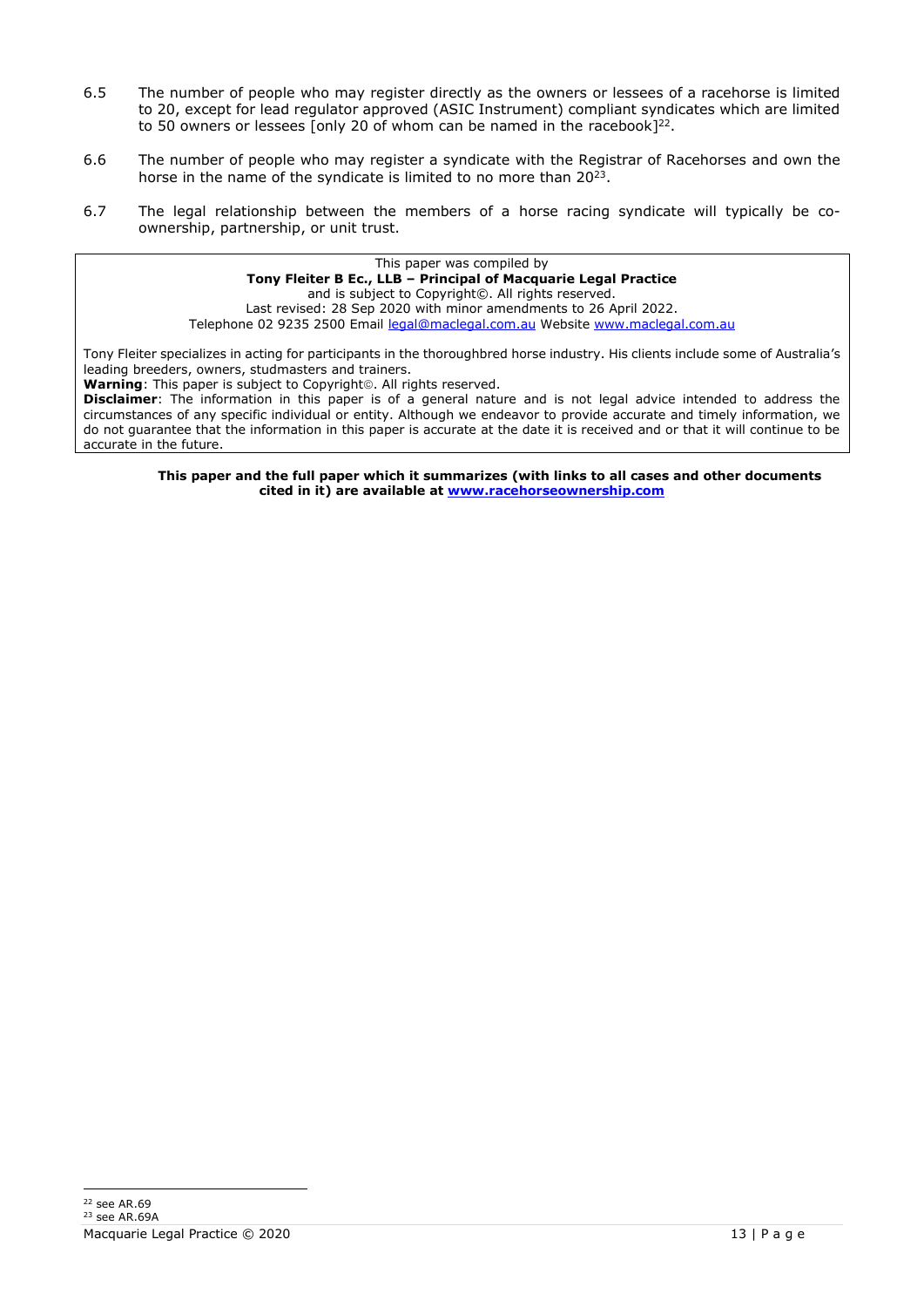6.5 The number of people who may register directly as the owners or lessees of a racehorse is limited to 20, except for lead regulator approved (ASIC Instrument) compliant syndicates which are limited to 50 owners or lessees [only 20 of whom can be named in the racebook][22].

6.6 The number of people who may register a syndicate with the Registrar of Racehorses and own the horse in the name of the syndicate is limited to no more than 20[23].

6.7 The legal relationship between the members of a horse racing syndicate will typically be co-ownership, partnership, or unit trust.

This paper was compiled by
**Tony Fleiter B Ec., LLB – Principal of Macquarie Legal Practice**
and is subject to Copyright©. All rights reserved.
Last revised: 28 Sep 2020 with minor amendments to 26 April 2022.
Telephone 02 9235 2500 Email legal@maclegal.com.au Website www.maclegal.com.au

Tony Fleiter specializes in acting for participants in the thoroughbred horse industry. His clients include some of Australia's leading breeders, owners, studmasters and trainers.
**Warning**: This paper is subject to Copyright©. All rights reserved.
**Disclaimer**: The information in this paper is of a general nature and is not legal advice intended to address the circumstances of any specific individual or entity. Although we endeavor to provide accurate and timely information, we do not guarantee that the information in this paper is accurate at the date it is received and or that it will continue to be accurate in the future.

**This paper and the full paper which it summarizes (with links to all cases and other documents cited in it) are available at www.racehorseownership.com**

[22] see AR.69
[23] see AR.69A